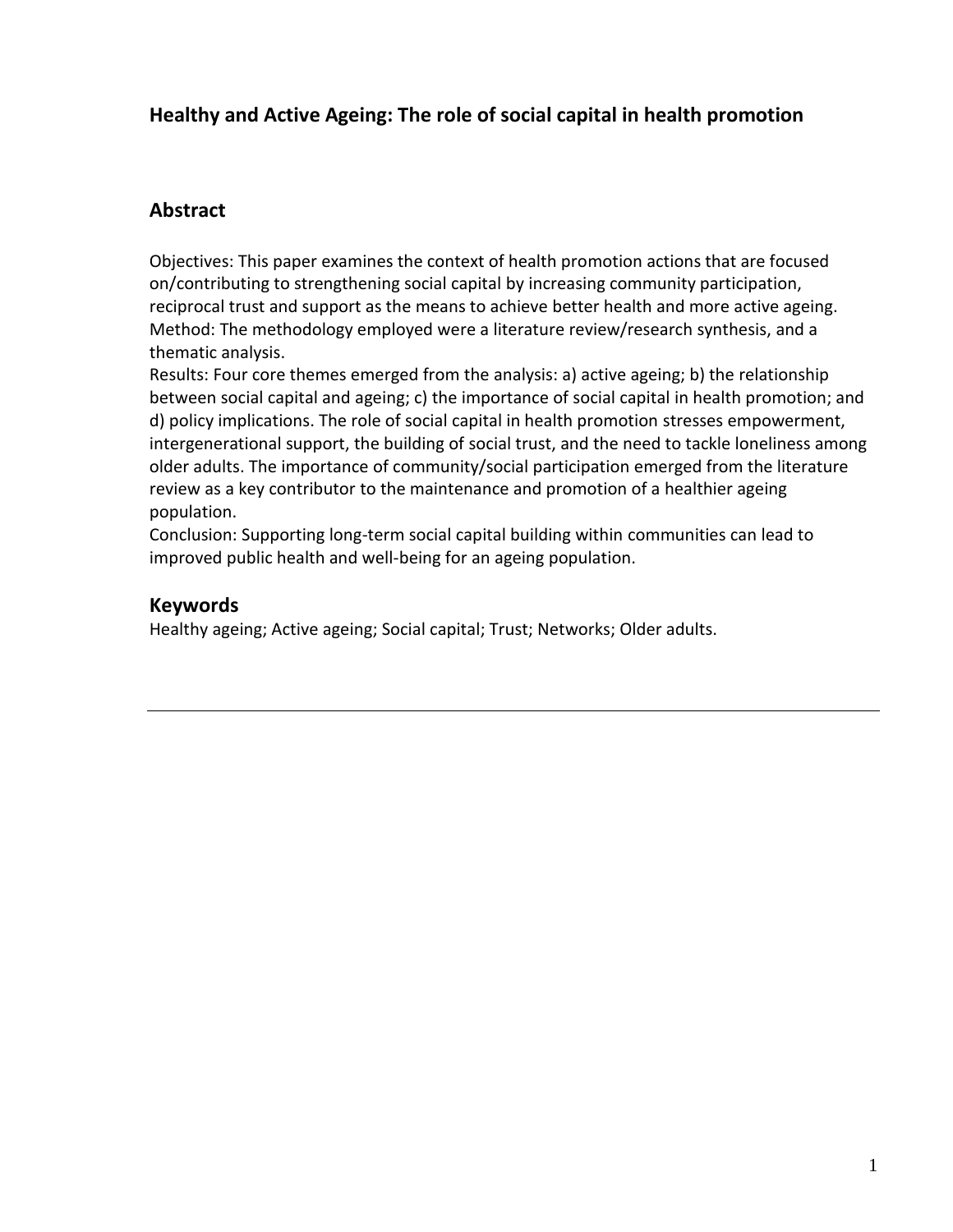# Healthy and Active Ageing: The role of social capital in health promotion

## Abstract

Objectives: This paper examines the context of health promotion actions that are focused on/contributing to strengthening social capital by increasing community participation, reciprocal trust and support as the means to achieve better health and more active ageing.
Method: The methodology employed were a literature review/research synthesis, and a thematic analysis.
Results: Four core themes emerged from the analysis: a) active ageing; b) the relationship between social capital and ageing; c) the importance of social capital in health promotion; and d) policy implications. The role of social capital in health promotion stresses empowerment, intergenerational support, the building of social trust, and the need to tackle loneliness among older adults. The importance of community/social participation emerged from the literature review as a key contributor to the maintenance and promotion of a healthier ageing population.
Conclusion: Supporting long-term social capital building within communities can lead to improved public health and well-being for an ageing population.

## Keywords

Healthy ageing; Active ageing; Social capital; Trust; Networks; Older adults.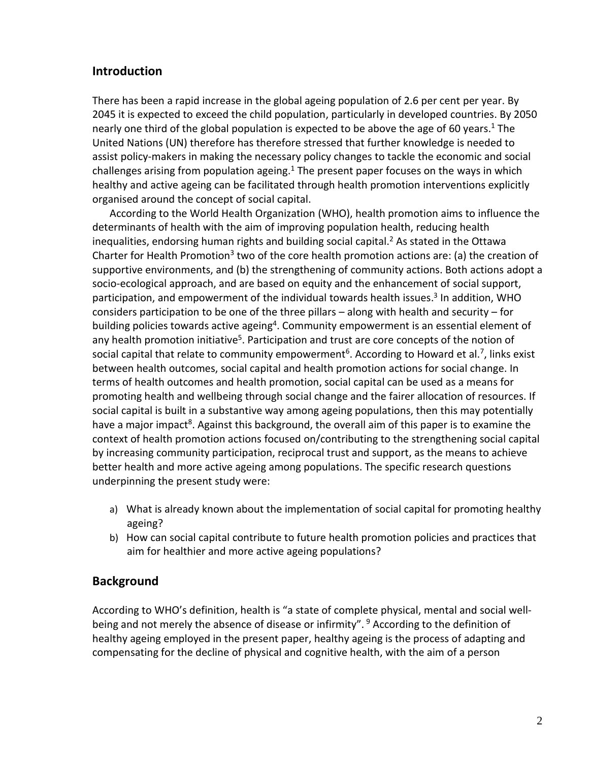## Introduction

There has been a rapid increase in the global ageing population of 2.6 per cent per year. By 2045 it is expected to exceed the child population, particularly in developed countries. By 2050 nearly one third of the global population is expected to be above the age of 60 years.[1] The United Nations (UN) therefore has therefore stressed that further knowledge is needed to assist policy-makers in making the necessary policy changes to tackle the economic and social challenges arising from population ageing.[1] The present paper focuses on the ways in which healthy and active ageing can be facilitated through health promotion interventions explicitly organised around the concept of social capital.

According to the World Health Organization (WHO), health promotion aims to influence the determinants of health with the aim of improving population health, reducing health inequalities, endorsing human rights and building social capital.[2] As stated in the Ottawa Charter for Health Promotion[3] two of the core health promotion actions are: (a) the creation of supportive environments, and (b) the strengthening of community actions. Both actions adopt a socio-ecological approach, and are based on equity and the enhancement of social support, participation, and empowerment of the individual towards health issues.[3] In addition, WHO considers participation to be one of the three pillars – along with health and security – for building policies towards active ageing[4]. Community empowerment is an essential element of any health promotion initiative[5]. Participation and trust are core concepts of the notion of social capital that relate to community empowerment[6]. According to Howard et al.[7], links exist between health outcomes, social capital and health promotion actions for social change. In terms of health outcomes and health promotion, social capital can be used as a means for promoting health and wellbeing through social change and the fairer allocation of resources. If social capital is built in a substantive way among ageing populations, then this may potentially have a major impact[8]. Against this background, the overall aim of this paper is to examine the context of health promotion actions focused on/contributing to the strengthening social capital by increasing community participation, reciprocal trust and support, as the means to achieve better health and more active ageing among populations. The specific research questions underpinning the present study were:

a) What is already known about the implementation of social capital for promoting healthy ageing?
b) How can social capital contribute to future health promotion policies and practices that aim for healthier and more active ageing populations?

## Background

According to WHO's definition, health is "a state of complete physical, mental and social well-being and not merely the absence of disease or infirmity". [9] According to the definition of healthy ageing employed in the present paper, healthy ageing is the process of adapting and compensating for the decline of physical and cognitive health, with the aim of a person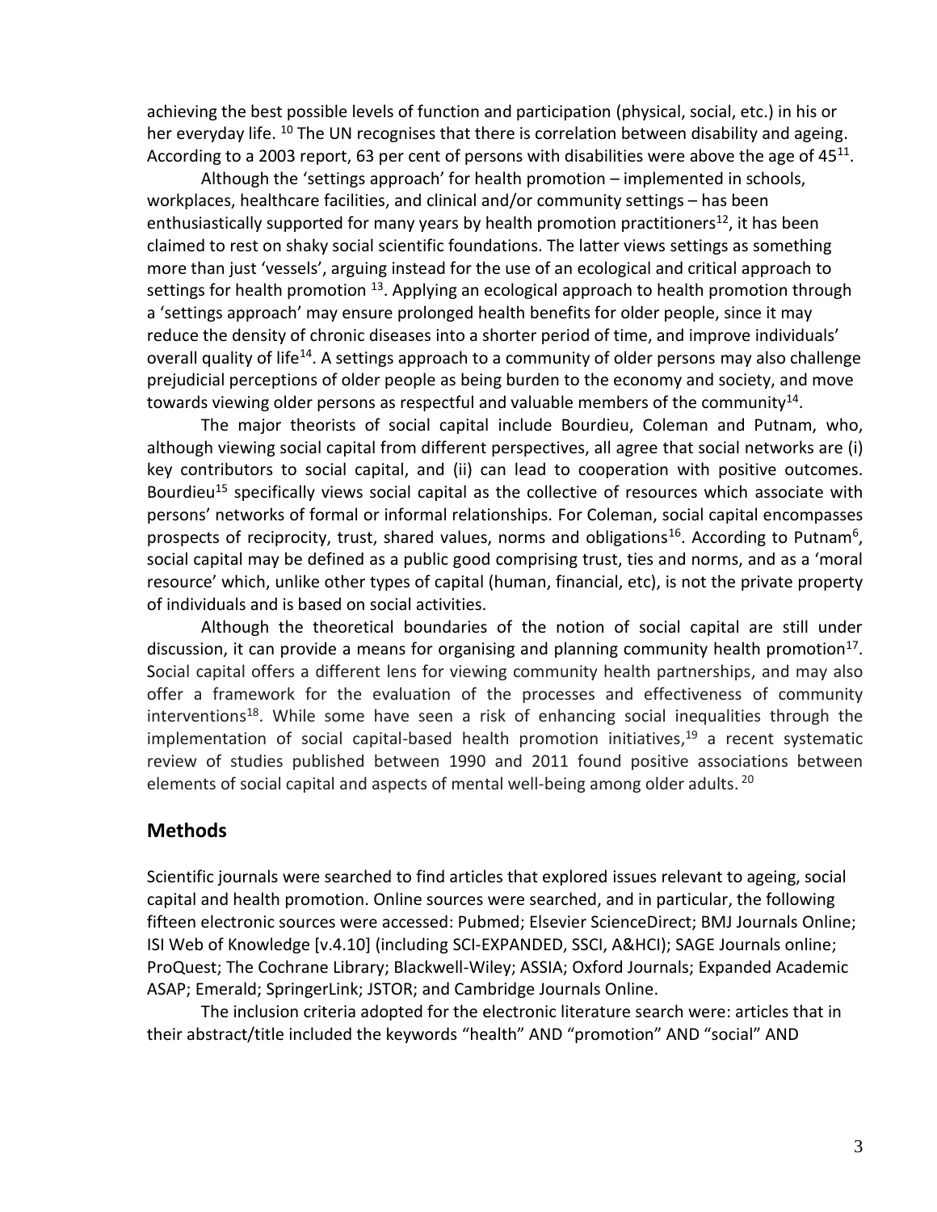achieving the best possible levels of function and participation (physical, social, etc.) in his or her everyday life. [10] The UN recognises that there is correlation between disability and ageing. According to a 2003 report, 63 per cent of persons with disabilities were above the age of 45[11].

Although the 'settings approach' for health promotion – implemented in schools, workplaces, healthcare facilities, and clinical and/or community settings – has been enthusiastically supported for many years by health promotion practitioners[12], it has been claimed to rest on shaky social scientific foundations. The latter views settings as something more than just 'vessels', arguing instead for the use of an ecological and critical approach to settings for health promotion [13]. Applying an ecological approach to health promotion through a 'settings approach' may ensure prolonged health benefits for older people, since it may reduce the density of chronic diseases into a shorter period of time, and improve individuals' overall quality of life[14]. A settings approach to a community of older persons may also challenge prejudicial perceptions of older people as being burden to the economy and society, and move towards viewing older persons as respectful and valuable members of the community[14].

The major theorists of social capital include Bourdieu, Coleman and Putnam, who, although viewing social capital from different perspectives, all agree that social networks are (i) key contributors to social capital, and (ii) can lead to cooperation with positive outcomes. Bourdieu[15] specifically views social capital as the collective of resources which associate with persons' networks of formal or informal relationships. For Coleman, social capital encompasses prospects of reciprocity, trust, shared values, norms and obligations[16]. According to Putnam[6], social capital may be defined as a public good comprising trust, ties and norms, and as a 'moral resource' which, unlike other types of capital (human, financial, etc), is not the private property of individuals and is based on social activities.

Although the theoretical boundaries of the notion of social capital are still under discussion, it can provide a means for organising and planning community health promotion[17]. Social capital offers a different lens for viewing community health partnerships, and may also offer a framework for the evaluation of the processes and effectiveness of community interventions[18]. While some have seen a risk of enhancing social inequalities through the implementation of social capital-based health promotion initiatives,[19] a recent systematic review of studies published between 1990 and 2011 found positive associations between elements of social capital and aspects of mental well-being among older adults. [20]

## Methods

Scientific journals were searched to find articles that explored issues relevant to ageing, social capital and health promotion. Online sources were searched, and in particular, the following fifteen electronic sources were accessed: Pubmed; Elsevier ScienceDirect; BMJ Journals Online; ISI Web of Knowledge [v.4.10] (including SCI-EXPANDED, SSCI, A&HCI); SAGE Journals online; ProQuest; The Cochrane Library; Blackwell-Wiley; ASSIA; Oxford Journals; Expanded Academic ASAP; Emerald; SpringerLink; JSTOR; and Cambridge Journals Online.

The inclusion criteria adopted for the electronic literature search were: articles that in their abstract/title included the keywords "health" AND "promotion" AND "social" AND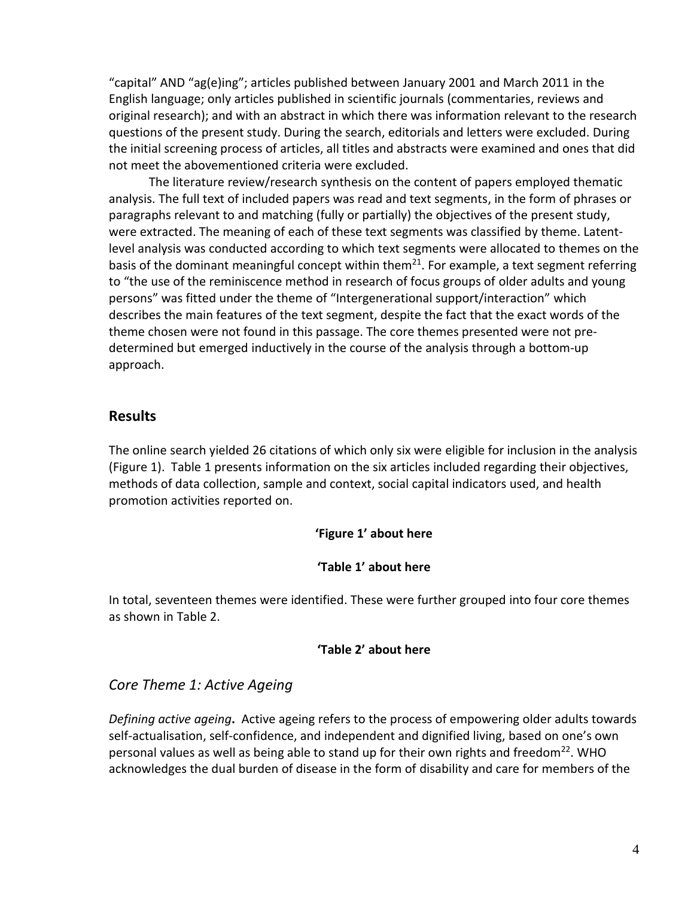“capital” AND “ag(e)ing”; articles published between January 2001 and March 2011 in the English language; only articles published in scientific journals (commentaries, reviews and original research); and with an abstract in which there was information relevant to the research questions of the present study. During the search, editorials and letters were excluded. During the initial screening process of articles, all titles and abstracts were examined and ones that did not meet the abovementioned criteria were excluded.

The literature review/research synthesis on the content of papers employed thematic analysis. The full text of included papers was read and text segments, in the form of phrases or paragraphs relevant to and matching (fully or partially) the objectives of the present study, were extracted. The meaning of each of these text segments was classified by theme. Latent-level analysis was conducted according to which text segments were allocated to themes on the basis of the dominant meaningful concept within them[21]. For example, a text segment referring to “the use of the reminiscence method in research of focus groups of older adults and young persons” was fitted under the theme of “Intergenerational support/interaction” which describes the main features of the text segment, despite the fact that the exact words of the theme chosen were not found in this passage. The core themes presented were not pre-determined but emerged inductively in the course of the analysis through a bottom-up approach.

## Results

The online search yielded 26 citations of which only six were eligible for inclusion in the analysis (Figure 1). Table 1 presents information on the six articles included regarding their objectives, methods of data collection, sample and context, social capital indicators used, and health promotion activities reported on.

**‘Figure 1’ about here**

**‘Table 1’ about here**

In total, seventeen themes were identified. These were further grouped into four core themes as shown in Table 2.

**‘Table 2’ about here**

### *Core Theme 1: Active Ageing*

*Defining active ageing*. Active ageing refers to the process of empowering older adults towards self-actualisation, self-confidence, and independent and dignified living, based on one’s own personal values as well as being able to stand up for their own rights and freedom[22]. WHO acknowledges the dual burden of disease in the form of disability and care for members of the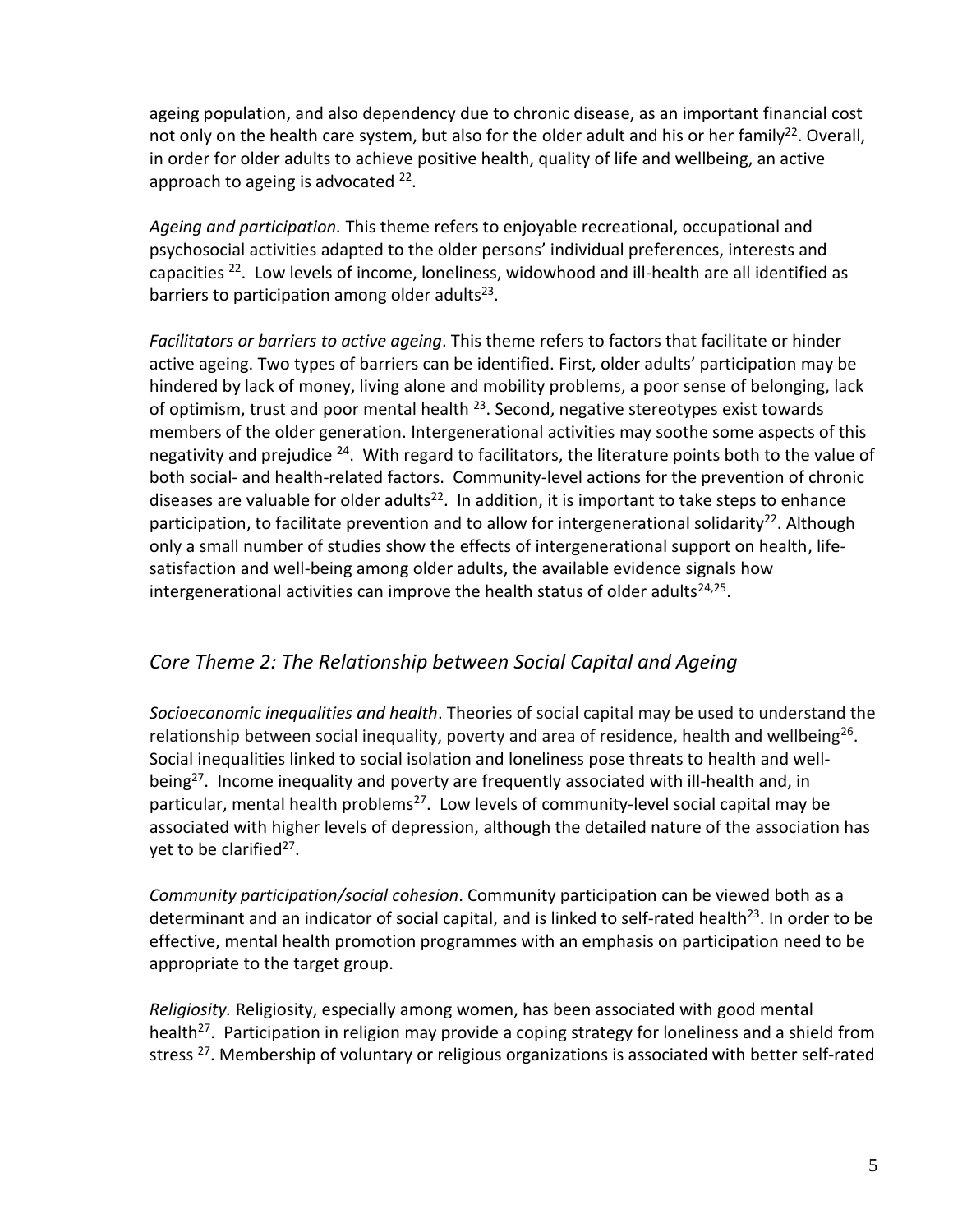ageing population, and also dependency due to chronic disease, as an important financial cost not only on the health care system, but also for the older adult and his or her family[22]. Overall, in order for older adults to achieve positive health, quality of life and wellbeing, an active approach to ageing is advocated [22].

*Ageing and participation.* This theme refers to enjoyable recreational, occupational and psychosocial activities adapted to the older persons' individual preferences, interests and capacities [22]. Low levels of income, loneliness, widowhood and ill-health are all identified as barriers to participation among older adults[23].

*Facilitators or barriers to active ageing*. This theme refers to factors that facilitate or hinder active ageing. Two types of barriers can be identified. First, older adults' participation may be hindered by lack of money, living alone and mobility problems, a poor sense of belonging, lack of optimism, trust and poor mental health [23]. Second, negative stereotypes exist towards members of the older generation. Intergenerational activities may soothe some aspects of this negativity and prejudice [24]. With regard to facilitators, the literature points both to the value of both social- and health-related factors. Community-level actions for the prevention of chronic diseases are valuable for older adults[22]. In addition, it is important to take steps to enhance participation, to facilitate prevention and to allow for intergenerational solidarity[22]. Although only a small number of studies show the effects of intergenerational support on health, life-satisfaction and well-being among older adults, the available evidence signals how intergenerational activities can improve the health status of older adults[24,25].

## *Core Theme 2: The Relationship between Social Capital and Ageing*

*Socioeconomic inequalities and health*. Theories of social capital may be used to understand the relationship between social inequality, poverty and area of residence, health and wellbeing[26]. Social inequalities linked to social isolation and loneliness pose threats to health and well-being[27]. Income inequality and poverty are frequently associated with ill-health and, in particular, mental health problems[27]. Low levels of community-level social capital may be associated with higher levels of depression, although the detailed nature of the association has yet to be clarified[27].

*Community participation/social cohesion*. Community participation can be viewed both as a determinant and an indicator of social capital, and is linked to self-rated health[23]. In order to be effective, mental health promotion programmes with an emphasis on participation need to be appropriate to the target group.

*Religiosity.* Religiosity, especially among women, has been associated with good mental health[27]. Participation in religion may provide a coping strategy for loneliness and a shield from stress [27]. Membership of voluntary or religious organizations is associated with better self-rated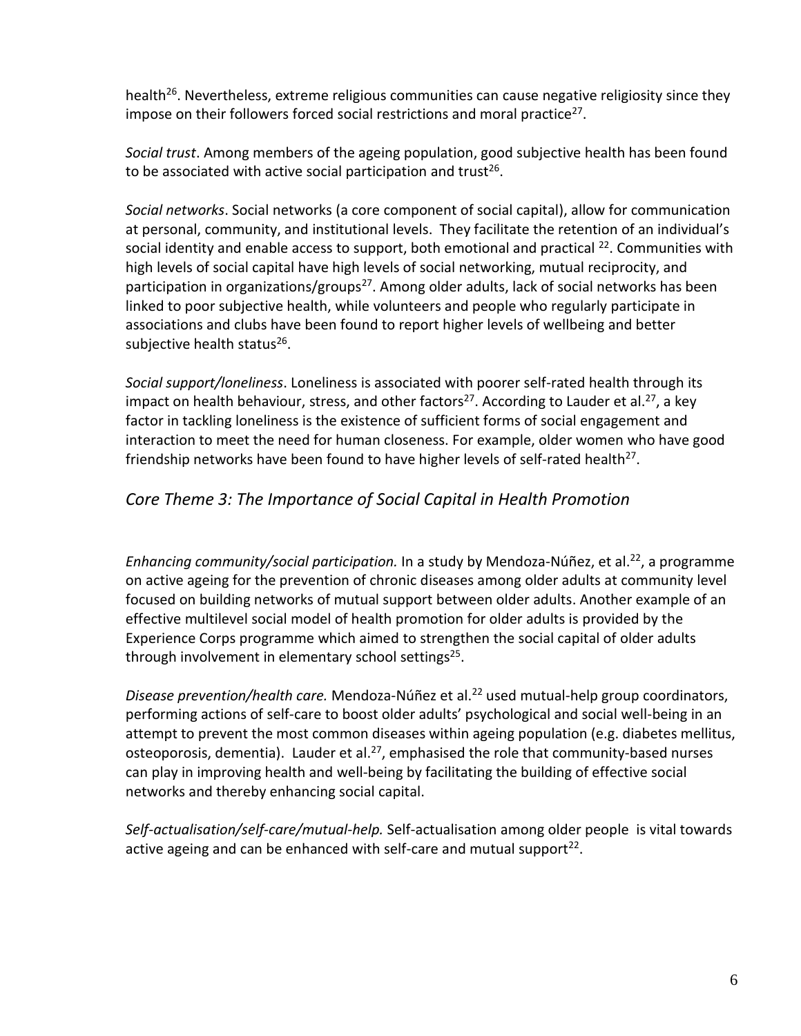health[26]. Nevertheless, extreme religious communities can cause negative religiosity since they impose on their followers forced social restrictions and moral practice[27].

*Social trust*. Among members of the ageing population, good subjective health has been found to be associated with active social participation and trust[26].

*Social networks*. Social networks (a core component of social capital), allow for communication at personal, community, and institutional levels. They facilitate the retention of an individual's social identity and enable access to support, both emotional and practical [22]. Communities with high levels of social capital have high levels of social networking, mutual reciprocity, and participation in organizations/groups[27]. Among older adults, lack of social networks has been linked to poor subjective health, while volunteers and people who regularly participate in associations and clubs have been found to report higher levels of wellbeing and better subjective health status[26].

*Social support/loneliness*. Loneliness is associated with poorer self-rated health through its impact on health behaviour, stress, and other factors[27]. According to Lauder et al.[27], a key factor in tackling loneliness is the existence of sufficient forms of social engagement and interaction to meet the need for human closeness. For example, older women who have good friendship networks have been found to have higher levels of self-rated health[27].

## *Core Theme 3: The Importance of Social Capital in Health Promotion*

*Enhancing community/social participation.* In a study by Mendoza-Núñez, et al.[22], a programme on active ageing for the prevention of chronic diseases among older adults at community level focused on building networks of mutual support between older adults. Another example of an effective multilevel social model of health promotion for older adults is provided by the Experience Corps programme which aimed to strengthen the social capital of older adults through involvement in elementary school settings[25].

*Disease prevention/health care.* Mendoza-Núñez et al.[22] used mutual-help group coordinators, performing actions of self-care to boost older adults' psychological and social well-being in an attempt to prevent the most common diseases within ageing population (e.g. diabetes mellitus, osteoporosis, dementia). Lauder et al.[27], emphasised the role that community-based nurses can play in improving health and well-being by facilitating the building of effective social networks and thereby enhancing social capital.

*Self-actualisation/self-care/mutual-help.* Self-actualisation among older people is vital towards active ageing and can be enhanced with self-care and mutual support[22].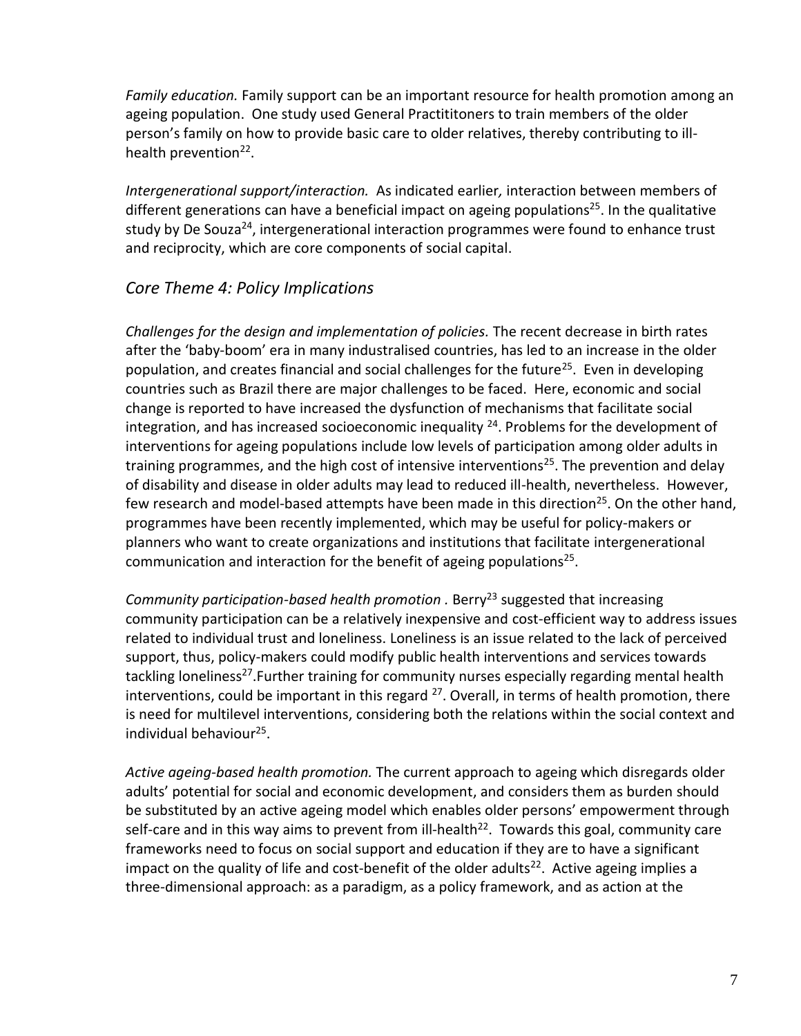*Family education.* Family support can be an important resource for health promotion among an ageing population. One study used General Practititoners to train members of the older person's family on how to provide basic care to older relatives, thereby contributing to ill-health prevention[22].

*Intergenerational support/interaction.* As indicated earlier, interaction between members of different generations can have a beneficial impact on ageing populations[25]. In the qualitative study by De Souza[24], intergenerational interaction programmes were found to enhance trust and reciprocity, which are core components of social capital.

## *Core Theme 4: Policy Implications*

*Challenges for the design and implementation of policies.* The recent decrease in birth rates after the 'baby-boom' era in many industralised countries, has led to an increase in the older population, and creates financial and social challenges for the future[25]. Even in developing countries such as Brazil there are major challenges to be faced. Here, economic and social change is reported to have increased the dysfunction of mechanisms that facilitate social integration, and has increased socioeconomic inequality [24]. Problems for the development of interventions for ageing populations include low levels of participation among older adults in training programmes, and the high cost of intensive interventions[25]. The prevention and delay of disability and disease in older adults may lead to reduced ill-health, nevertheless. However, few research and model-based attempts have been made in this direction[25]. On the other hand, programmes have been recently implemented, which may be useful for policy-makers or planners who want to create organizations and institutions that facilitate intergenerational communication and interaction for the benefit of ageing populations[25].

*Community participation-based health promotion .* Berry[23] suggested that increasing community participation can be a relatively inexpensive and cost-efficient way to address issues related to individual trust and loneliness. Loneliness is an issue related to the lack of perceived support, thus, policy-makers could modify public health interventions and services towards tackling loneliness[27].Further training for community nurses especially regarding mental health interventions, could be important in this regard [27]. Overall, in terms of health promotion, there is need for multilevel interventions, considering both the relations within the social context and individual behaviour[25].

*Active ageing-based health promotion.* The current approach to ageing which disregards older adults' potential for social and economic development, and considers them as burden should be substituted by an active ageing model which enables older persons' empowerment through self-care and in this way aims to prevent from ill-health[22]. Towards this goal, community care frameworks need to focus on social support and education if they are to have a significant impact on the quality of life and cost-benefit of the older adults[22]. Active ageing implies a three-dimensional approach: as a paradigm, as a policy framework, and as action at the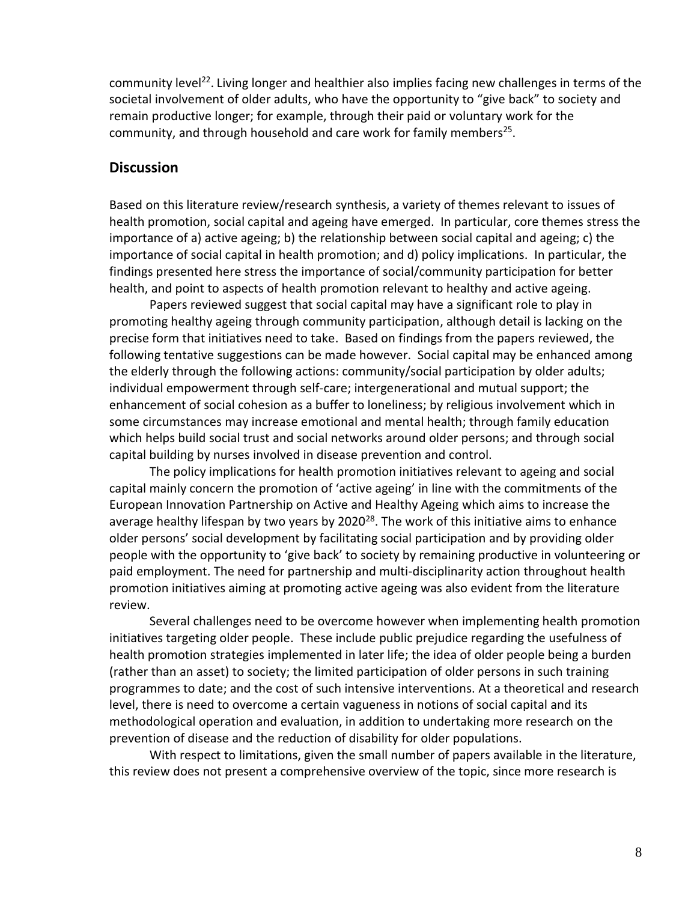community level[22]. Living longer and healthier also implies facing new challenges in terms of the societal involvement of older adults, who have the opportunity to "give back" to society and remain productive longer; for example, through their paid or voluntary work for the community, and through household and care work for family members[25].

## Discussion

Based on this literature review/research synthesis, a variety of themes relevant to issues of health promotion, social capital and ageing have emerged. In particular, core themes stress the importance of a) active ageing; b) the relationship between social capital and ageing; c) the importance of social capital in health promotion; and d) policy implications. In particular, the findings presented here stress the importance of social/community participation for better health, and point to aspects of health promotion relevant to healthy and active ageing.

Papers reviewed suggest that social capital may have a significant role to play in promoting healthy ageing through community participation, although detail is lacking on the precise form that initiatives need to take. Based on findings from the papers reviewed, the following tentative suggestions can be made however. Social capital may be enhanced among the elderly through the following actions: community/social participation by older adults; individual empowerment through self-care; intergenerational and mutual support; the enhancement of social cohesion as a buffer to loneliness; by religious involvement which in some circumstances may increase emotional and mental health; through family education which helps build social trust and social networks around older persons; and through social capital building by nurses involved in disease prevention and control.

The policy implications for health promotion initiatives relevant to ageing and social capital mainly concern the promotion of 'active ageing' in line with the commitments of the European Innovation Partnership on Active and Healthy Ageing which aims to increase the average healthy lifespan by two years by 2020[28]. The work of this initiative aims to enhance older persons' social development by facilitating social participation and by providing older people with the opportunity to 'give back' to society by remaining productive in volunteering or paid employment. The need for partnership and multi-disciplinarity action throughout health promotion initiatives aiming at promoting active ageing was also evident from the literature review.

Several challenges need to be overcome however when implementing health promotion initiatives targeting older people. These include public prejudice regarding the usefulness of health promotion strategies implemented in later life; the idea of older people being a burden (rather than an asset) to society; the limited participation of older persons in such training programmes to date; and the cost of such intensive interventions. At a theoretical and research level, there is need to overcome a certain vagueness in notions of social capital and its methodological operation and evaluation, in addition to undertaking more research on the prevention of disease and the reduction of disability for older populations.

With respect to limitations, given the small number of papers available in the literature, this review does not present a comprehensive overview of the topic, since more research is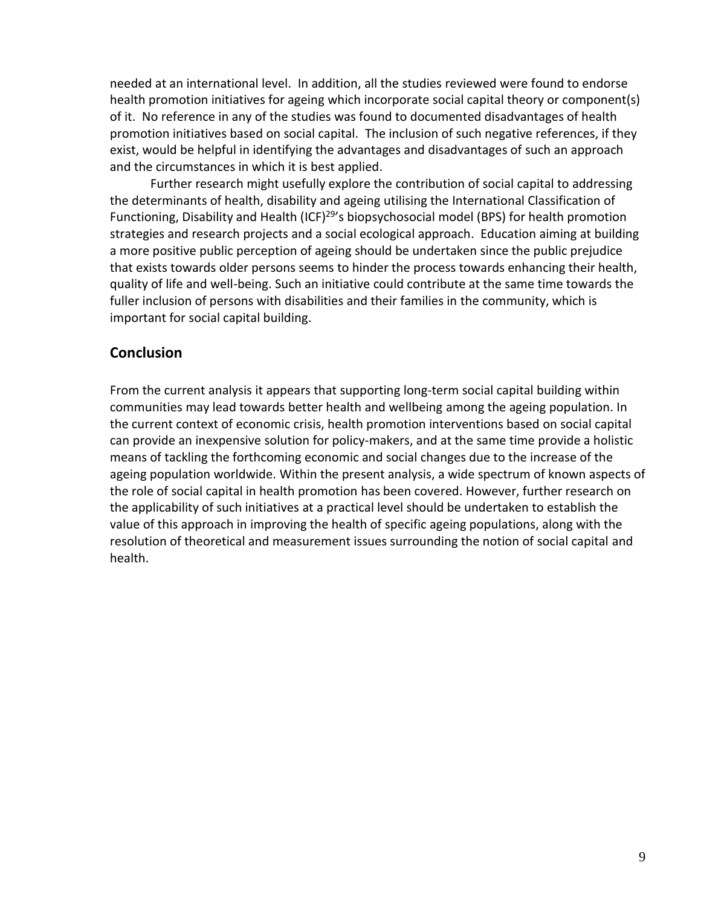needed at an international level. In addition, all the studies reviewed were found to endorse health promotion initiatives for ageing which incorporate social capital theory or component(s) of it. No reference in any of the studies was found to documented disadvantages of health promotion initiatives based on social capital. The inclusion of such negative references, if they exist, would be helpful in identifying the advantages and disadvantages of such an approach and the circumstances in which it is best applied.

Further research might usefully explore the contribution of social capital to addressing the determinants of health, disability and ageing utilising the International Classification of Functioning, Disability and Health (ICF)[29]'s biopsychosocial model (BPS) for health promotion strategies and research projects and a social ecological approach. Education aiming at building a more positive public perception of ageing should be undertaken since the public prejudice that exists towards older persons seems to hinder the process towards enhancing their health, quality of life and well-being. Such an initiative could contribute at the same time towards the fuller inclusion of persons with disabilities and their families in the community, which is important for social capital building.

## Conclusion

From the current analysis it appears that supporting long-term social capital building within communities may lead towards better health and wellbeing among the ageing population. In the current context of economic crisis, health promotion interventions based on social capital can provide an inexpensive solution for policy-makers, and at the same time provide a holistic means of tackling the forthcoming economic and social changes due to the increase of the ageing population worldwide. Within the present analysis, a wide spectrum of known aspects of the role of social capital in health promotion has been covered. However, further research on the applicability of such initiatives at a practical level should be undertaken to establish the value of this approach in improving the health of specific ageing populations, along with the resolution of theoretical and measurement issues surrounding the notion of social capital and health.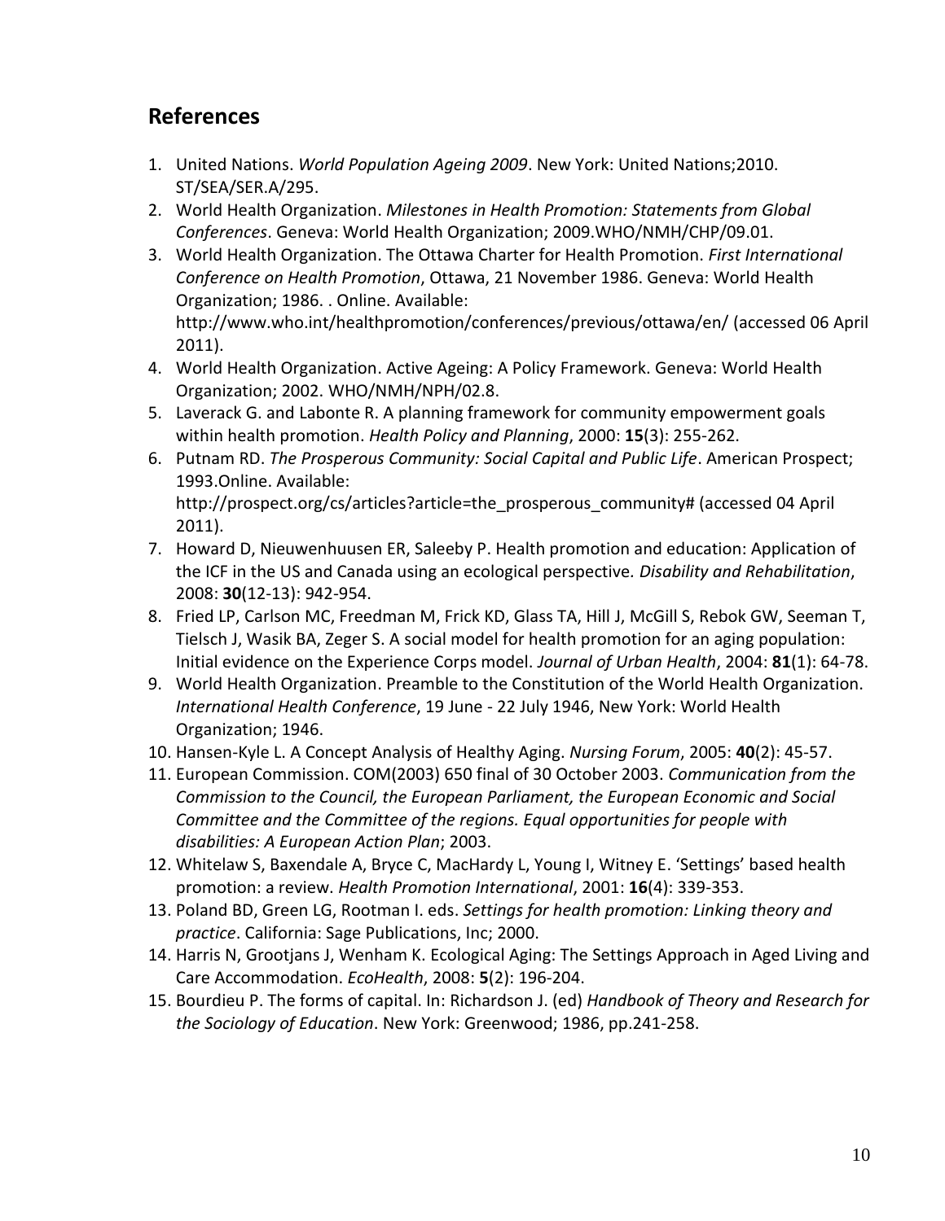## References

1. United Nations. *World Population Ageing 2009*. New York: United Nations;2010. ST/SEA/SER.A/295.
2. World Health Organization. *Milestones in Health Promotion: Statements from Global Conferences*. Geneva: World Health Organization; 2009.WHO/NMH/CHP/09.01.
3. World Health Organization. The Ottawa Charter for Health Promotion. *First International Conference on Health Promotion*, Ottawa, 21 November 1986. Geneva: World Health Organization; 1986. . Online. Available: http://www.who.int/healthpromotion/conferences/previous/ottawa/en/ (accessed 06 April 2011).
4. World Health Organization. Active Ageing: A Policy Framework. Geneva: World Health Organization; 2002. WHO/NMH/NPH/02.8.
5. Laverack G. and Labonte R. A planning framework for community empowerment goals within health promotion. *Health Policy and Planning*, 2000: **15**(3): 255-262.
6. Putnam RD. *The Prosperous Community: Social Capital and Public Life*. American Prospect; 1993.Online. Available: http://prospect.org/cs/articles?article=the_prosperous_community# (accessed 04 April 2011).
7. Howard D, Nieuwenhuusen ER, Saleeby P. Health promotion and education: Application of the ICF in the US and Canada using an ecological perspective. *Disability and Rehabilitation*, 2008: **30**(12-13): 942-954.
8. Fried LP, Carlson MC, Freedman M, Frick KD, Glass TA, Hill J, McGill S, Rebok GW, Seeman T, Tielsch J, Wasik BA, Zeger S. A social model for health promotion for an aging population: Initial evidence on the Experience Corps model. *Journal of Urban Health*, 2004: **81**(1): 64-78.
9. World Health Organization. Preamble to the Constitution of the World Health Organization. *International Health Conference*, 19 June - 22 July 1946, New York: World Health Organization; 1946.
10. Hansen-Kyle L. A Concept Analysis of Healthy Aging. *Nursing Forum*, 2005: **40**(2): 45-57.
11. European Commission. COM(2003) 650 final of 30 October 2003. *Communication from the Commission to the Council, the European Parliament, the European Economic and Social Committee and the Committee of the regions. Equal opportunities for people with disabilities: A European Action Plan*; 2003.
12. Whitelaw S, Baxendale A, Bryce C, MacHardy L, Young I, Witney E. 'Settings' based health promotion: a review. *Health Promotion International*, 2001: **16**(4): 339-353.
13. Poland BD, Green LG, Rootman I. eds. *Settings for health promotion: Linking theory and practice*. California: Sage Publications, Inc; 2000.
14. Harris N, Grootjans J, Wenham K. Ecological Aging: The Settings Approach in Aged Living and Care Accommodation. *EcoHealth*, 2008: **5**(2): 196-204.
15. Bourdieu P. The forms of capital. In: Richardson J. (ed) *Handbook of Theory and Research for the Sociology of Education*. New York: Greenwood; 1986, pp.241-258.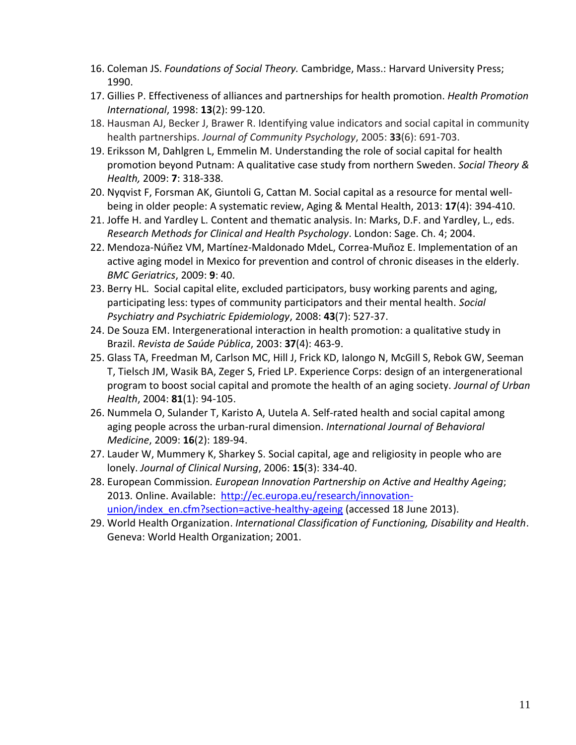16. Coleman JS. *Foundations of Social Theory.* Cambridge, Mass.: Harvard University Press; 1990.
17. Gillies P. Effectiveness of alliances and partnerships for health promotion. *Health Promotion International*, 1998: **13**(2): 99-120.
18. Hausman AJ, Becker J, Brawer R. Identifying value indicators and social capital in community health partnerships. *Journal of Community Psychology*, 2005: **33**(6): 691-703.
19. Eriksson M, Dahlgren L, Emmelin M. Understanding the role of social capital for health promotion beyond Putnam: A qualitative case study from northern Sweden. *Social Theory & Health,* 2009: **7**: 318-338.
20. Nyqvist F, Forsman AK, Giuntoli G, Cattan M. Social capital as a resource for mental well-being in older people: A systematic review, Aging & Mental Health, 2013: **17**(4): 394-410.
21. Joffe H. and Yardley L. Content and thematic analysis. In: Marks, D.F. and Yardley, L., eds. *Research Methods for Clinical and Health Psychology*. London: Sage. Ch. 4; 2004.
22. Mendoza-Núñez VM, Martínez-Maldonado MdeL, Correa-Muñoz E. Implementation of an active aging model in Mexico for prevention and control of chronic diseases in the elderly. *BMC Geriatrics*, 2009: **9**: 40.
23. Berry HL. Social capital elite, excluded participators, busy working parents and aging, participating less: types of community participators and their mental health. *Social Psychiatry and Psychiatric Epidemiology*, 2008: **43**(7): 527-37.
24. De Souza EM. Intergenerational interaction in health promotion: a qualitative study in Brazil. *Revista de Saúde Pública*, 2003: **37**(4): 463-9.
25. Glass TA, Freedman M, Carlson MC, Hill J, Frick KD, Ialongo N, McGill S, Rebok GW, Seeman T, Tielsch JM, Wasik BA, Zeger S, Fried LP. Experience Corps: design of an intergenerational program to boost social capital and promote the health of an aging society. *Journal of Urban Health*, 2004: **81**(1): 94-105.
26. Nummela O, Sulander T, Karisto A, Uutela A. Self-rated health and social capital among aging people across the urban-rural dimension. *International Journal of Behavioral Medicine*, 2009: **16**(2): 189-94.
27. Lauder W, Mummery K, Sharkey S. Social capital, age and religiosity in people who are lonely. *Journal of Clinical Nursing*, 2006: **15**(3): 334-40.
28. European Commission*. European Innovation Partnership on Active and Healthy Ageing*; 2013*.* Online. Available: [http://ec.europa.eu/research/innovation-union/index_en.cfm?section=active-healthy-ageing](http://ec.europa.eu/research/innovation-union/index_en.cfm?section=active-healthy-ageing) (accessed 18 June 2013).
29. World Health Organization. *International Classification of Functioning, Disability and Health*. Geneva: World Health Organization; 2001.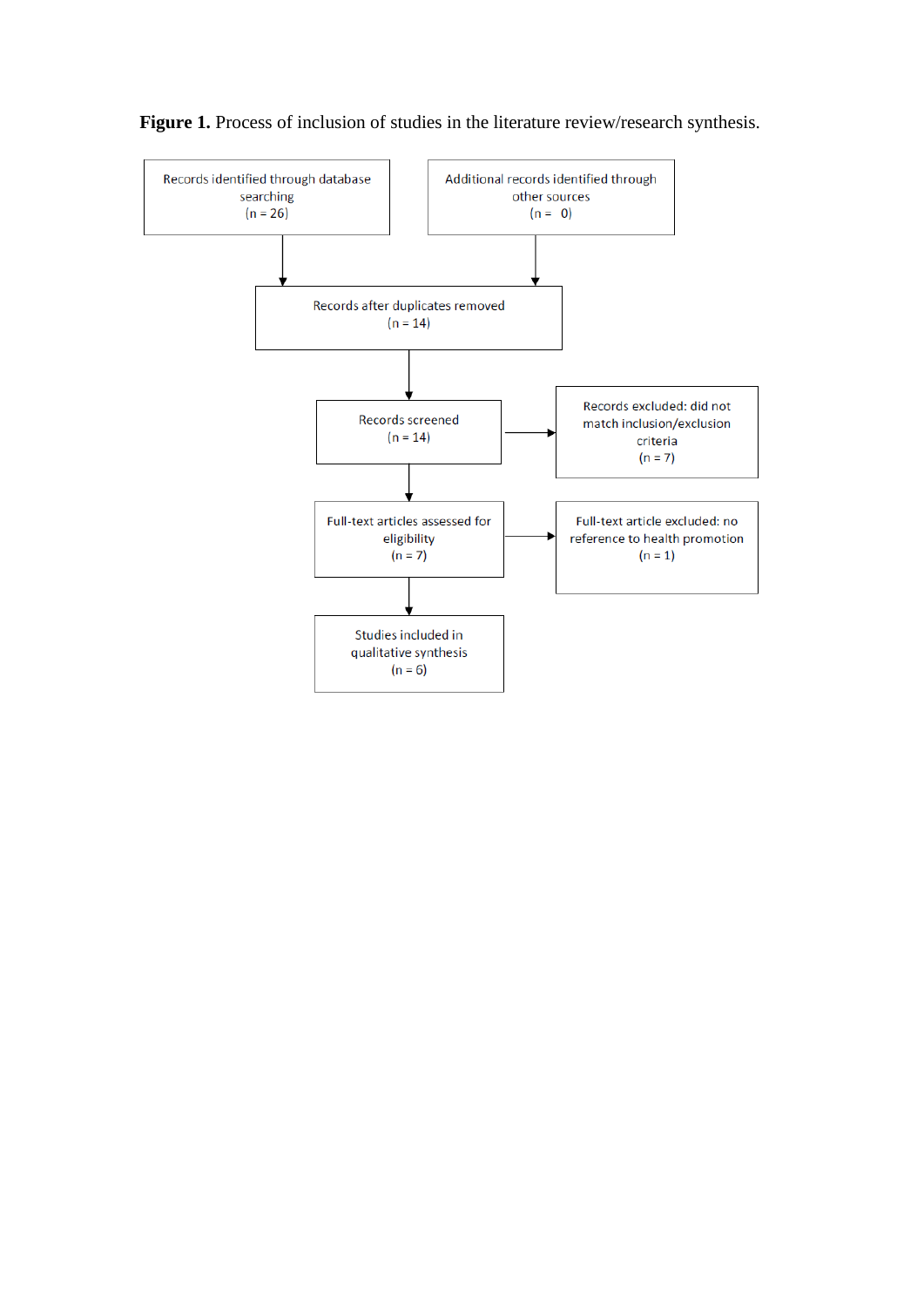**Figure 1.** Process of inclusion of studies in the literature review/research synthesis.

Records identified through database searching (n = 26)

Additional records identified through other sources (n = 0)

Records after duplicates removed (n = 14)

Records screened (n = 14)

Records excluded: did not match inclusion/exclusion criteria (n = 7)

Full-text articles assessed for eligibility (n = 7)

Full-text article excluded: no reference to health promotion (n = 1)

Studies included in qualitative synthesis (n = 6)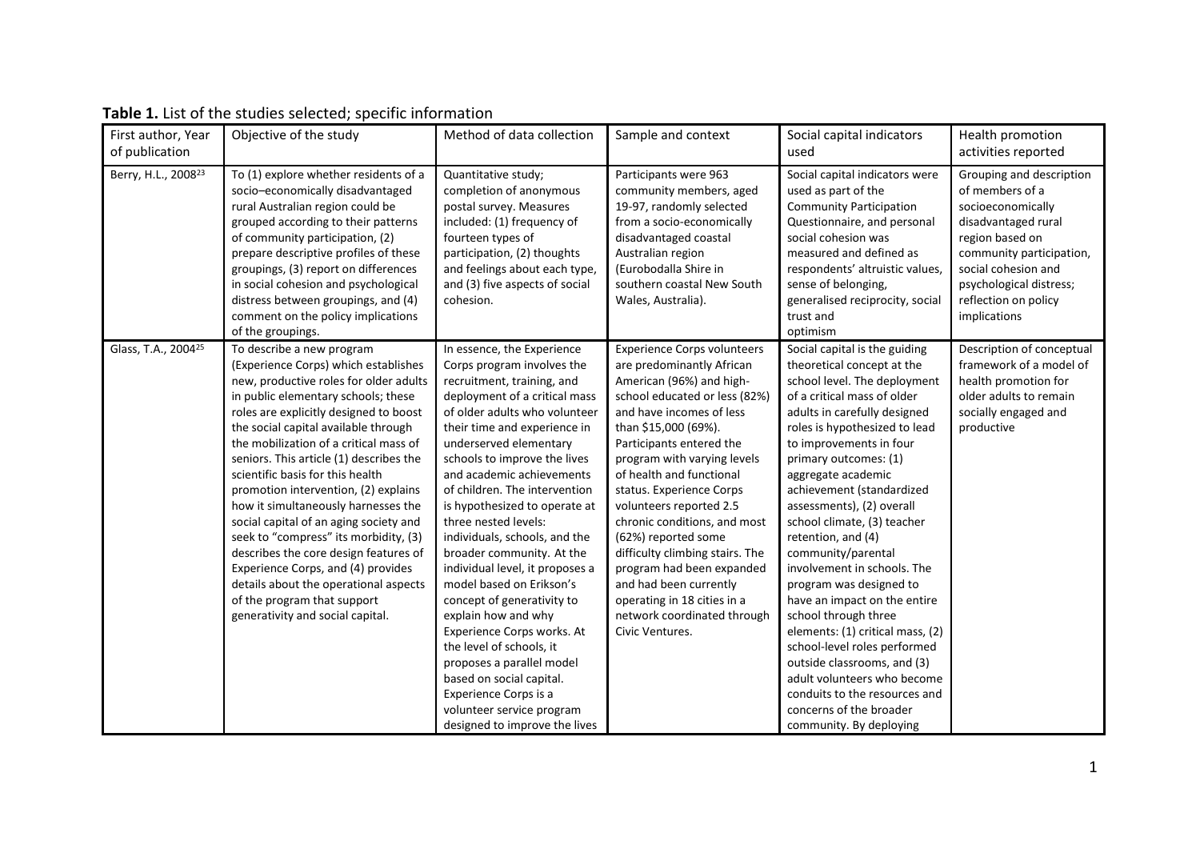**Table 1.** List of the studies selected; specific information

| First author, Year of publication | Objective of the study | Method of data collection | Sample and context | Social capital indicators used | Health promotion activities reported |
|---|---|---|---|---|---|
| Berry, H.L., 2008[23] | To (1) explore whether residents of a socio–economically disadvantaged rural Australian region could be grouped according to their patterns of community participation, (2) prepare descriptive profiles of these groupings, (3) report on differences in social cohesion and psychological distress between groupings, and (4) comment on the policy implications of the groupings. | Quantitative study; completion of anonymous postal survey. Measures included: (1) frequency of fourteen types of participation, (2) thoughts and feelings about each type, and (3) five aspects of social cohesion. | Participants were 963 community members, aged 19-97, randomly selected from a socio-economically disadvantaged coastal Australian region (Eurobodalla Shire in southern coastal New South Wales, Australia). | Social capital indicators were used as part of the Community Participation Questionnaire, and personal social cohesion was measured and defined as respondents' altruistic values, sense of belonging, generalised reciprocity, social trust and optimism | Grouping and description of members of a socioeconomically disadvantaged rural region based on community participation, social cohesion and psychological distress; reflection on policy implications |
| Glass, T.A., 2004[25] | To describe a new program (Experience Corps) which establishes new, productive roles for older adults in public elementary schools; these roles are explicitly designed to boost the social capital available through the mobilization of a critical mass of seniors. This article (1) describes the scientific basis for this health promotion intervention, (2) explains how it simultaneously harnesses the social capital of an aging society and seek to "compress" its morbidity, (3) describes the core design features of Experience Corps, and (4) provides details about the operational aspects of the program that support generativity and social capital. | In essence, the Experience Corps program involves the recruitment, training, and deployment of a critical mass of older adults who volunteer their time and experience in underserved elementary schools to improve the lives and academic achievements of children. The intervention is hypothesized to operate at three nested levels: individuals, schools, and the broader community. At the individual level, it proposes a model based on Erikson's concept of generativity to explain how and why Experience Corps works. At the level of schools, it proposes a parallel model based on social capital. Experience Corps is a volunteer service program designed to improve the lives | Experience Corps volunteers are predominantly African American (96%) and high-school educated or less (82%) and have incomes of less than $15,000 (69%). Participants entered the program with varying levels of health and functional status. Experience Corps volunteers reported 2.5 chronic conditions, and most (62%) reported some difficulty climbing stairs. The program had been expanded and had been currently operating in 18 cities in a network coordinated through Civic Ventures. | Social capital is the guiding theoretical concept at the school level. The deployment of a critical mass of older adults in carefully designed roles is hypothesized to lead to improvements in four primary outcomes: (1) aggregate academic achievement (standardized assessments), (2) overall school climate, (3) teacher retention, and (4) community/parental involvement in schools. The program was designed to have an impact on the entire school through three elements: (1) critical mass, (2) school-level roles performed outside classrooms, and (3) adult volunteers who become conduits to the resources and concerns of the broader community. By deploying | Description of conceptual framework of a model of health promotion for older adults to remain socially engaged and productive |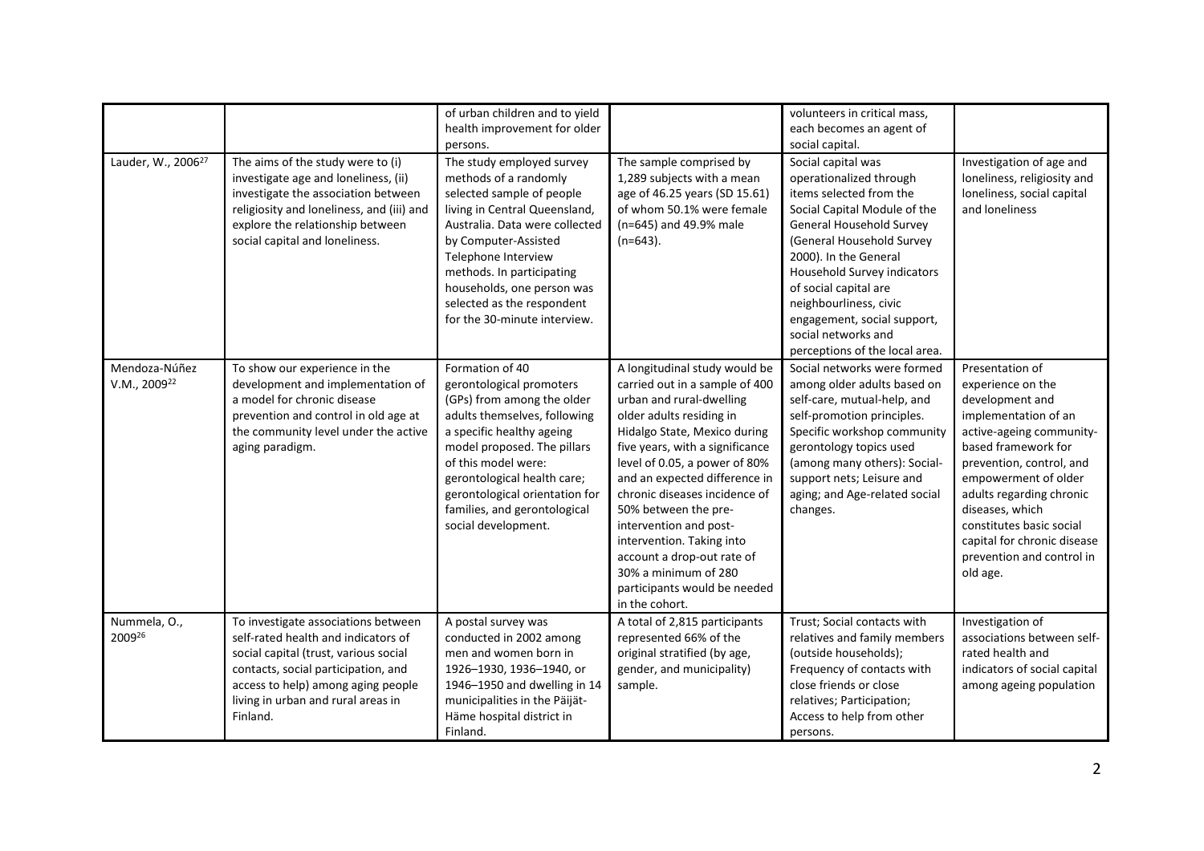|  |  | of urban children and to yield health improvement for older persons. |  | volunteers in critical mass, each becomes an agent of social capital. |  |
|---|---|---|---|---|---|
| Lauder, W., 2006[27] | The aims of the study were to (i) investigate age and loneliness, (ii) investigate the association between religiosity and loneliness, and (iii) and explore the relationship between social capital and loneliness. | The study employed survey methods of a randomly selected sample of people living in Central Queensland, Australia. Data were collected by Computer-Assisted Telephone Interview methods. In participating households, one person was selected as the respondent for the 30-minute interview. | The sample comprised by 1,289 subjects with a mean age of 46.25 years (SD 15.61) of whom 50.1% were female (n=645) and 49.9% male (n=643). | Social capital was operationalized through items selected from the Social Capital Module of the General Household Survey (General Household Survey 2000). In the General Household Survey indicators of social capital are neighbourliness, civic engagement, social support, social networks and perceptions of the local area. | Investigation of age and loneliness, religiosity and loneliness, social capital and loneliness |
| Mendoza-Núñez V.M., 2009[22] | To show our experience in the development and implementation of a model for chronic disease prevention and control in old age at the community level under the active aging paradigm. | Formation of 40 gerontological promoters (GPs) from among the older adults themselves, following a specific healthy ageing model proposed. The pillars of this model were: gerontological health care; gerontological orientation for families, and gerontological social development. | A longitudinal study would be carried out in a sample of 400 urban and rural-dwelling older adults residing in Hidalgo State, Mexico during five years, with a significance level of 0.05, a power of 80% and an expected difference in chronic diseases incidence of 50% between the pre-intervention and post-intervention. Taking into account a drop-out rate of 30% a minimum of 280 participants would be needed in the cohort. | Social networks were formed among older adults based on self-care, mutual-help, and self-promotion principles. Specific workshop community gerontology topics used (among many others): Social-support nets; Leisure and aging; and Age-related social changes. | Presentation of experience on the development and implementation of an active-ageing community-based framework for prevention, control, and empowerment of older adults regarding chronic diseases, which constitutes basic social capital for chronic disease prevention and control in old age. |
| Nummela, O., 2009[26] | To investigate associations between self-rated health and indicators of social capital (trust, various social contacts, social participation, and access to help) among aging people living in urban and rural areas in Finland. | A postal survey was conducted in 2002 among men and women born in 1926–1930, 1936–1940, or 1946–1950 and dwelling in 14 municipalities in the Päijät-Häme hospital district in Finland. | A total of 2,815 participants represented 66% of the original stratified (by age, gender, and municipality) sample. | Trust; Social contacts with relatives and family members (outside households); Frequency of contacts with close friends or close relatives; Participation; Access to help from other persons. | Investigation of associations between self-rated health and indicators of social capital among ageing population |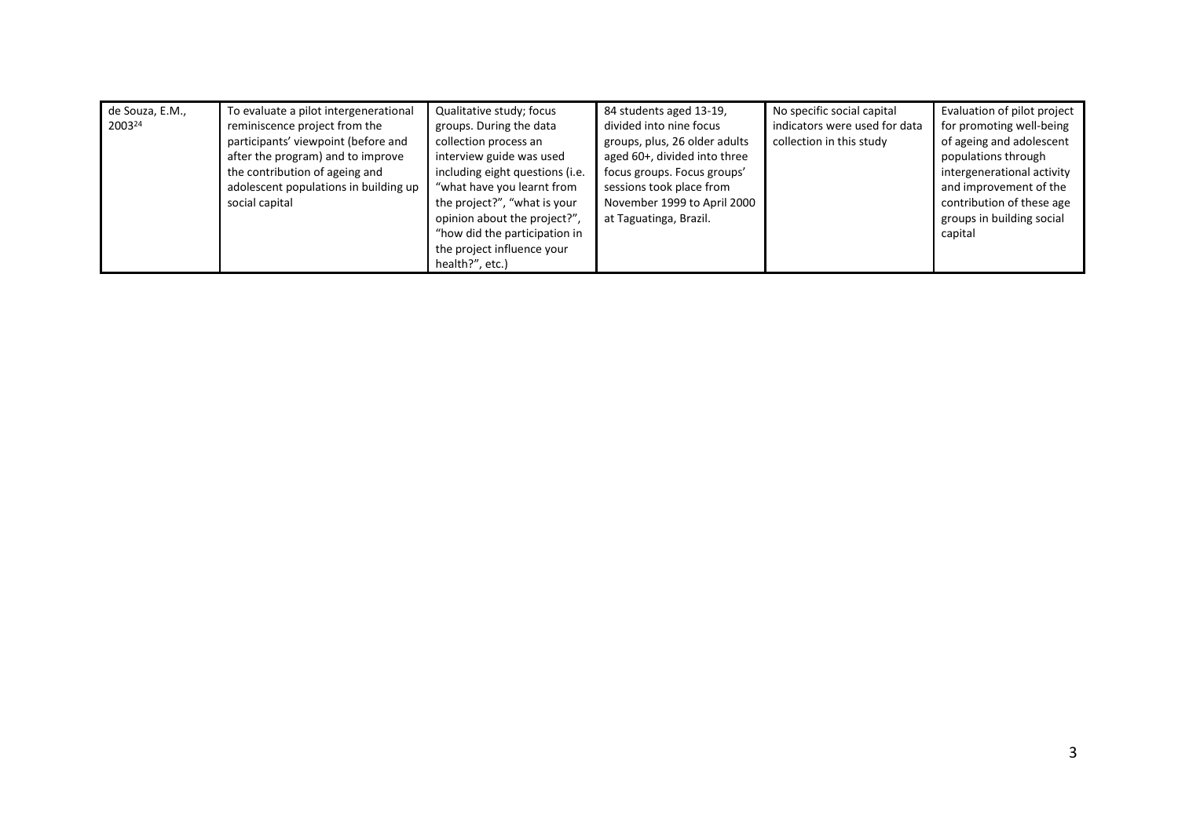| | | | | | |
|---|---|---|---|---|---|
| de Souza, E.M., 2003[24] | To evaluate a pilot intergenerational reminiscence project from the participants' viewpoint (before and after the program) and to improve the contribution of ageing and adolescent populations in building up social capital | Qualitative study; focus groups. During the data collection process an interview guide was used including eight questions (i.e. "what have you learnt from the project?", "what is your opinion about the project?", "how did the participation in the project influence your health?", etc.) | 84 students aged 13-19, divided into nine focus groups, plus, 26 older adults aged 60+, divided into three focus groups. Focus groups' sessions took place from November 1999 to April 2000 at Taguatinga, Brazil. | No specific social capital indicators were used for data collection in this study | Evaluation of pilot project for promoting well-being of ageing and adolescent populations through intergenerational activity and improvement of the contribution of these age groups in building social capital |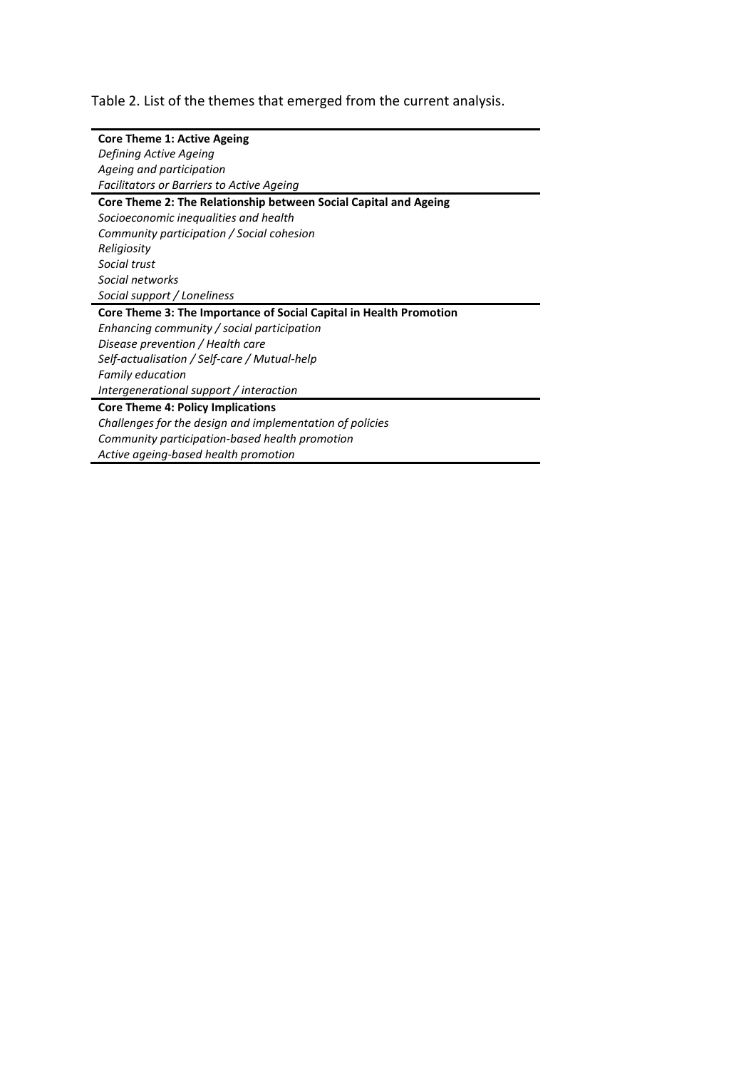Table 2. List of the themes that emerged from the current analysis.

| |
|---|
| **Core Theme 1: Active Ageing** |
| *Defining Active Ageing* |
| *Ageing and participation* |
| *Facilitators or Barriers to Active Ageing* |
| **Core Theme 2: The Relationship between Social Capital and Ageing** |
| *Socioeconomic inequalities and health* |
| *Community participation / Social cohesion* |
| *Religiosity* |
| *Social trust* |
| *Social networks* |
| *Social support / Loneliness* |
| **Core Theme 3: The Importance of Social Capital in Health Promotion** |
| *Enhancing community / social participation* |
| *Disease prevention / Health care* |
| *Self-actualisation / Self-care / Mutual-help* |
| *Family education* |
| *Intergenerational support / interaction* |
| **Core Theme 4: Policy Implications** |
| *Challenges for the design and implementation of policies* |
| *Community participation-based health promotion* |
| *Active ageing-based health promotion* |